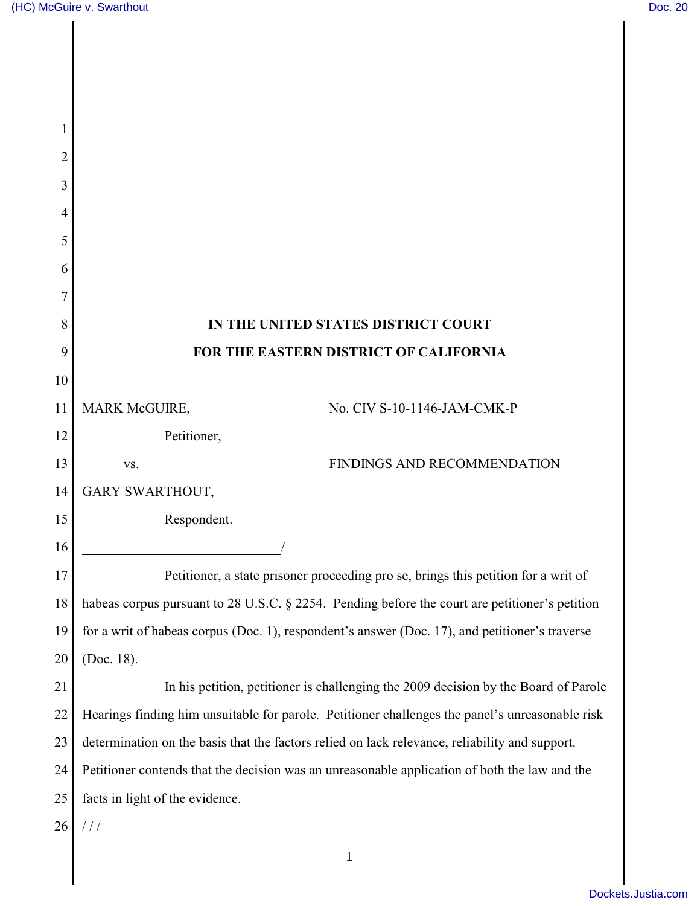# IN THE UNITED STATES DISTRICT COURT
# FOR THE EASTERN DISTRICT OF CALIFORNIA

MARK McGUIRE,

Petitioner,

vs.

GARY SWARTHOUT,

Respondent.

No. CIV S-10-1146-JAM-CMK-P

FINDINGS AND RECOMMENDATION

Petitioner, a state prisoner proceeding pro se, brings this petition for a writ of habeas corpus pursuant to 28 U.S.C. § 2254. Pending before the court are petitioner's petition for a writ of habeas corpus (Doc. 1), respondent's answer (Doc. 17), and petitioner's traverse (Doc. 18).

In his petition, petitioner is challenging the 2009 decision by the Board of Parole Hearings finding him unsuitable for parole. Petitioner challenges the panel's unreasonable risk determination on the basis that the factors relied on lack relevance, reliability and support. Petitioner contends that the decision was an unreasonable application of both the law and the facts in light of the evidence.

/ / /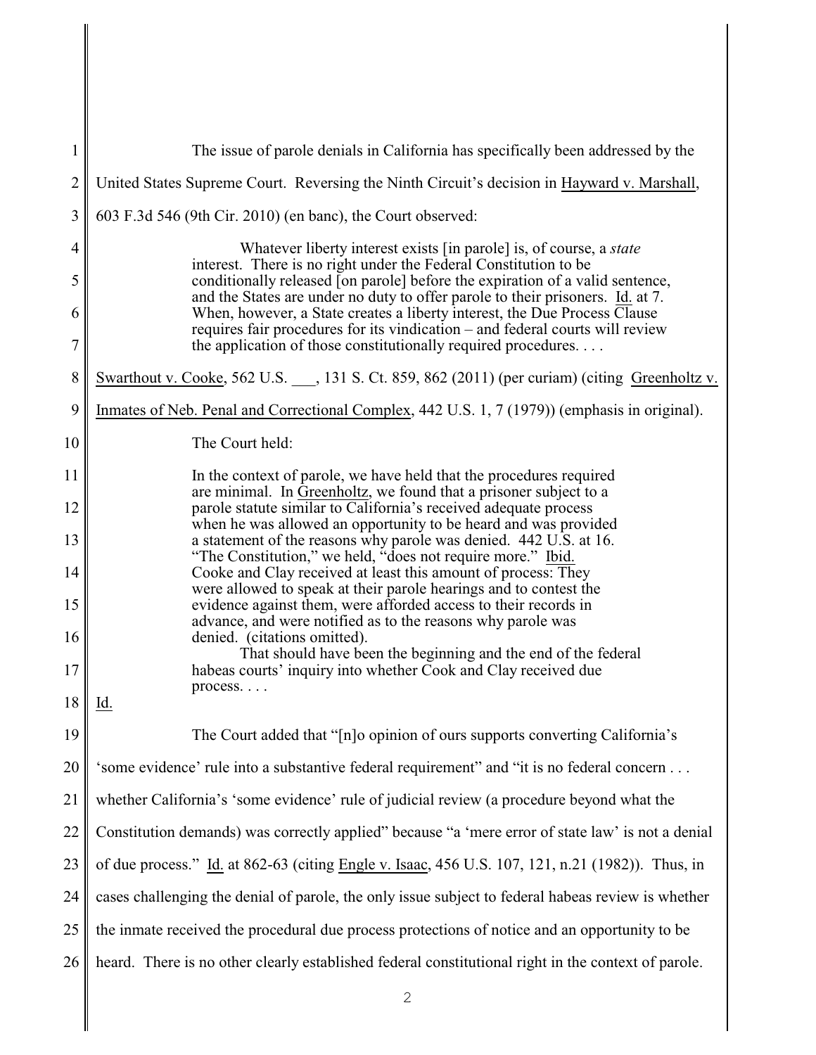The issue of parole denials in California has specifically been addressed by the United States Supreme Court. Reversing the Ninth Circuit's decision in Hayward v. Marshall, 603 F.3d 546 (9th Cir. 2010) (en banc), the Court observed:

> Whatever liberty interest exists [in parole] is, of course, a *state* interest. There is no right under the Federal Constitution to be conditionally released [on parole] before the expiration of a valid sentence, and the States are under no duty to offer parole to their prisoners. Id. at 7. When, however, a State creates a liberty interest, the Due Process Clause requires fair procedures for its vindication – and federal courts will review the application of those constitutionally required procedures. . . .

Swarthout v. Cooke, 562 U.S. ___, 131 S. Ct. 859, 862 (2011) (per curiam) (citing Greenholtz v. Inmates of Neb. Penal and Correctional Complex, 442 U.S. 1, 7 (1979)) (emphasis in original).

The Court held:

> In the context of parole, we have held that the procedures required are minimal. In Greenholtz, we found that a prisoner subject to a parole statute similar to California's received adequate process when he was allowed an opportunity to be heard and was provided a statement of the reasons why parole was denied. 442 U.S. at 16. "The Constitution," we held, "does not require more." Ibid. Cooke and Clay received at least this amount of process: They were allowed to speak at their parole hearings and to contest the evidence against them, were afforded access to their records in advance, and were notified as to the reasons why parole was denied. (citations omitted).
>
> That should have been the beginning and the end of the federal habeas courts' inquiry into whether Cook and Clay received due process. . . .

Id.

The Court added that "[n]o opinion of ours supports converting California's 'some evidence' rule into a substantive federal requirement" and "it is no federal concern . . . whether California's 'some evidence' rule of judicial review (a procedure beyond what the Constitution demands) was correctly applied" because "a 'mere error of state law' is not a denial of due process." Id. at 862-63 (citing Engle v. Isaac, 456 U.S. 107, 121, n.21 (1982)). Thus, in cases challenging the denial of parole, the only issue subject to federal habeas review is whether the inmate received the procedural due process protections of notice and an opportunity to be heard. There is no other clearly established federal constitutional right in the context of parole.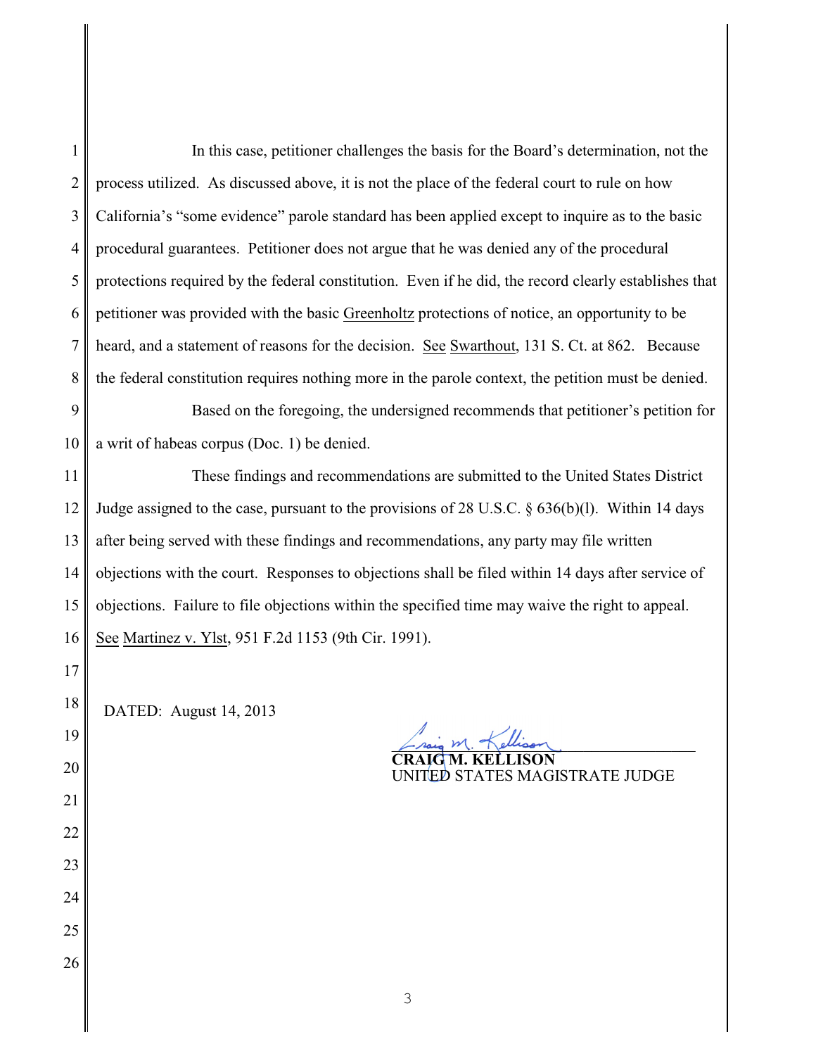In this case, petitioner challenges the basis for the Board's determination, not the process utilized. As discussed above, it is not the place of the federal court to rule on how California's "some evidence" parole standard has been applied except to inquire as to the basic procedural guarantees. Petitioner does not argue that he was denied any of the procedural protections required by the federal constitution. Even if he did, the record clearly establishes that petitioner was provided with the basic Greenholtz protections of notice, an opportunity to be heard, and a statement of reasons for the decision. See Swarthout, 131 S. Ct. at 862. Because the federal constitution requires nothing more in the parole context, the petition must be denied.

Based on the foregoing, the undersigned recommends that petitioner's petition for a writ of habeas corpus (Doc. 1) be denied.

These findings and recommendations are submitted to the United States District Judge assigned to the case, pursuant to the provisions of 28 U.S.C. § 636(b)(l). Within 14 days after being served with these findings and recommendations, any party may file written objections with the court. Responses to objections shall be filed within 14 days after service of objections. Failure to file objections within the specified time may waive the right to appeal. See Martinez v. Ylst, 951 F.2d 1153 (9th Cir. 1991).

DATED: August 14, 2013

**CRAIG M. KELLISON**
UNITED STATES MAGISTRATE JUDGE